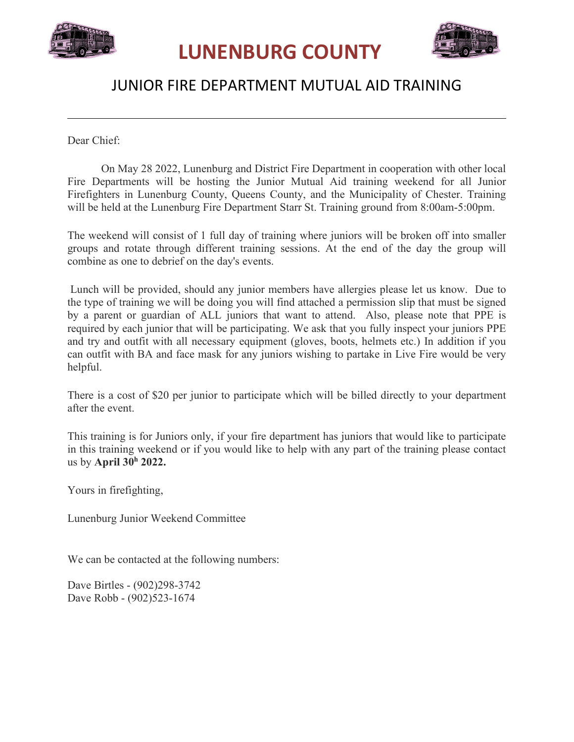# LUNENBURG COUNTY

## JUNIOR FIRE DEPARTMENT MUTUAL AID TRAINING

---

Dear Chief:

On May 28 2022, Lunenburg and District Fire Department in cooperation with other local Fire Departments will be hosting the Junior Mutual Aid training weekend for all Junior Firefighters in Lunenburg County, Queens County, and the Municipality of Chester. Training will be held at the Lunenburg Fire Department Starr St. Training ground from 8:00am-5:00pm.

The weekend will consist of 1 full day of training where juniors will be broken off into smaller groups and rotate through different training sessions. At the end of the day the group will combine as one to debrief on the day's events.

Lunch will be provided, should any junior members have allergies please let us know. Due to the type of training we will be doing you will find attached a permission slip that must be signed by a parent or guardian of ALL juniors that want to attend. Also, please note that PPE is required by each junior that will be participating. We ask that you fully inspect your juniors PPE and try and outfit with all necessary equipment (gloves, boots, helmets etc.) In addition if you can outfit with BA and face mask for any juniors wishing to partake in Live Fire would be very helpful.

There is a cost of $20 per junior to participate which will be billed directly to your department after the event.

This training is for Juniors only, if your fire department has juniors that would like to participate in this training weekend or if you would like to help with any part of the training please contact us by **April 30h 2022.**

Yours in firefighting,

Lunenburg Junior Weekend Committee

We can be contacted at the following numbers:

Dave Birtles - (902)298-3742
Dave Robb - (902)523-1674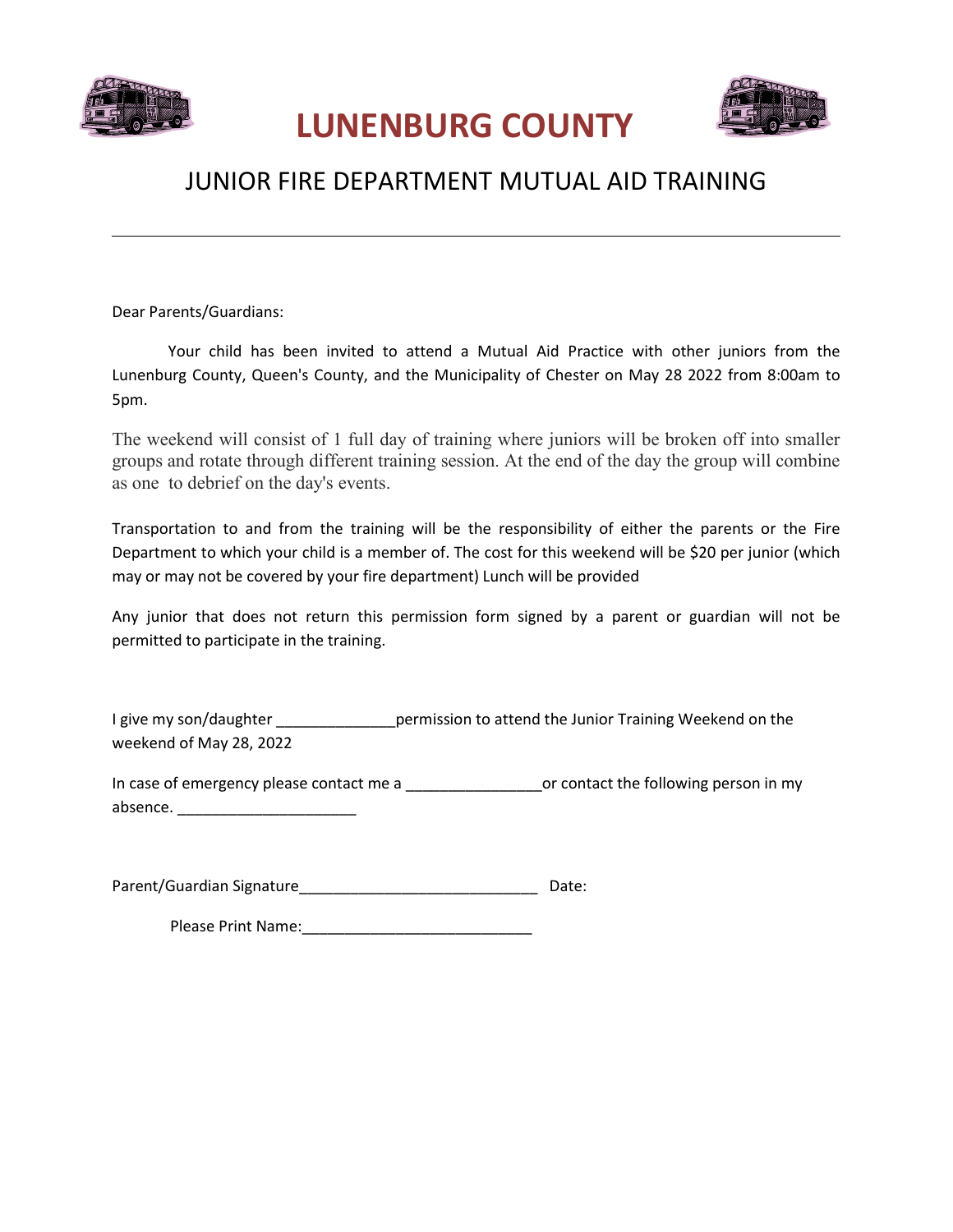# LUNENBURG COUNTY

## JUNIOR FIRE DEPARTMENT MUTUAL AID TRAINING

---

Dear Parents/Guardians:

Your child has been invited to attend a Mutual Aid Practice with other juniors from the Lunenburg County, Queen's County, and the Municipality of Chester on May 28 2022 from 8:00am to 5pm.

The weekend will consist of 1 full day of training where juniors will be broken off into smaller groups and rotate through different training session. At the end of the day the group will combine as one to debrief on the day's events.

Transportation to and from the training will be the responsibility of either the parents or the Fire Department to which your child is a member of. The cost for this weekend will be $20 per junior (which may or may not be covered by your fire department) Lunch will be provided

Any junior that does not return this permission form signed by a parent or guardian will not be permitted to participate in the training.

I give my son/daughter ______________permission to attend the Junior Training Weekend on the weekend of May 28, 2022

In case of emergency please contact me a ________________or contact the following person in my absence. _____________________

Parent/Guardian Signature____________________________ Date:

Please Print Name:___________________________